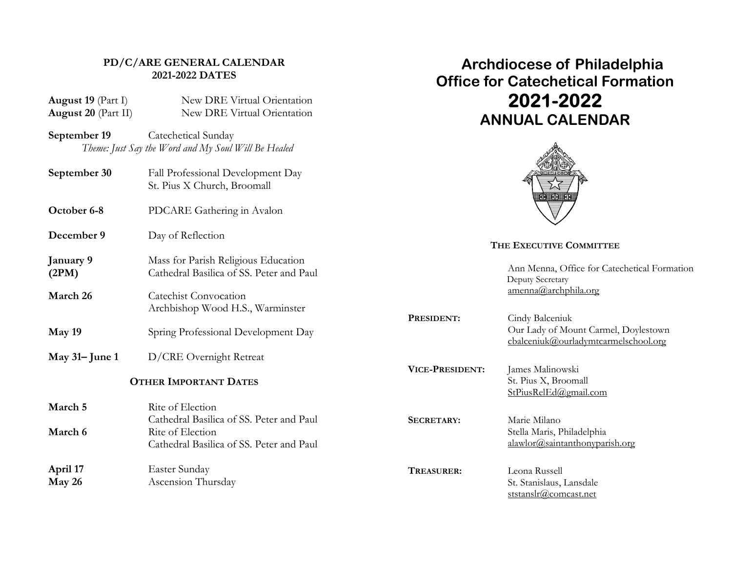## PD/C/ARE GENERAL CALENDAR
## 2021-2022 DATES

**August 19** (Part I) New DRE Virtual Orientation
**August 20** (Part II) New DRE Virtual Orientation

**September 19** Catechetical Sunday
*Theme: Just Say the Word and My Soul Will Be Healed*

**September 30** Fall Professional Development Day
St. Pius X Church, Broomall

**October 6-8** PDCARE Gathering in Avalon

**December 9** Day of Reflection

**January 9 (2PM)** Mass for Parish Religious Education
Cathedral Basilica of SS. Peter and Paul

**March 26** Catechist Convocation
Archbishop Wood H.S., Warminster

**May 19** Spring Professional Development Day

**May 31– June 1** D/CRE Overnight Retreat

### OTHER IMPORTANT DATES

**March 5** Rite of Election
Cathedral Basilica of SS. Peter and Paul

**March 6** Rite of Election
Cathedral Basilica of SS. Peter and Paul

**April 17** Easter Sunday
**May 26** Ascension Thursday

# Archdiocese of Philadelphia
# Office for Catechetical Formation
# 2021-2022
# ANNUAL CALENDAR

### THE EXECUTIVE COMMITTEE

Ann Menna, Office for Catechetical Formation
Deputy Secretary
amenna@archphila.org

**PRESIDENT:** Cindy Balceniuk
Our Lady of Mount Carmel, Doylestown
cbalceniuk@ourladymtcarmelschool.org

**VICE-PRESIDENT:** James Malinowski
St. Pius X, Broomall
StPiusRelEd@gmail.com

**SECRETARY:** Marie Milano
Stella Maris, Philadelphia
alawlor@saintanthonyparish.org

**TREASURER:** Leona Russell
St. Stanislaus, Lansdale
ststanslr@comcast.net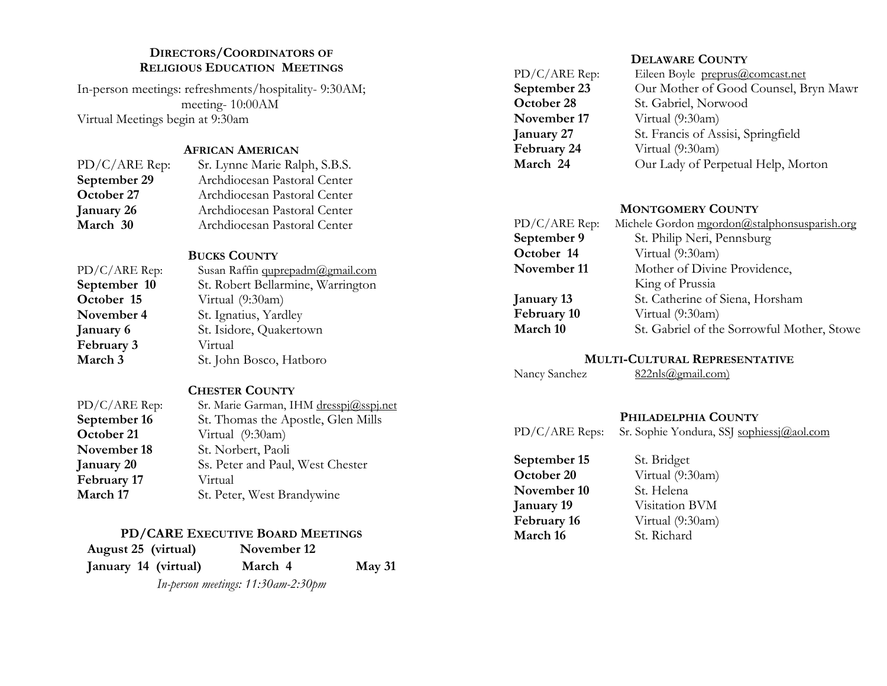## Directors/Coordinators of Religious Education Meetings

In-person meetings: refreshments/hospitality- 9:30AM; meeting- 10:00AM
Virtual Meetings begin at 9:30am

### African American

| | |
|---|---|
| PD/C/ARE Rep: | Sr. Lynne Marie Ralph, S.B.S. |
| **September 29** | Archdiocesan Pastoral Center |
| **October 27** | Archdiocesan Pastoral Center |
| **January 26** | Archdiocesan Pastoral Center |
| **March 30** | Archdiocesan Pastoral Center |

### Bucks County

| | |
|---|---|
| PD/C/ARE Rep: | Susan Raffin quprepadm@gmail.com |
| **September 10** | St. Robert Bellarmine, Warrington |
| **October 15** | Virtual (9:30am) |
| **November 4** | St. Ignatius, Yardley |
| **January 6** | St. Isidore, Quakertown |
| **February 3** | Virtual |
| **March 3** | St. John Bosco, Hatboro |

### Chester County

| | |
|---|---|
| PD/C/ARE Rep: | Sr. Marie Garman, IHM dresspj@sspj.net |
| **September 16** | St. Thomas the Apostle, Glen Mills |
| **October 21** | Virtual (9:30am) |
| **November 18** | St. Norbert, Paoli |
| **January 20** | Ss. Peter and Paul, West Chester |
| **February 17** | Virtual |
| **March 17** | St. Peter, West Brandywine |

### PD/CARE Executive Board Meetings

| | | |
|---|---|---|
| **August 25 (virtual)** | **November 12** | |
| **January 14 (virtual)** | **March 4** | **May 31** |

*In-person meetings: 11:30am-2:30pm*

### Delaware County

| | |
|---|---|
| PD/C/ARE Rep: | Eileen Boyle preprus@comcast.net |
| **September 23** | Our Mother of Good Counsel, Bryn Mawr |
| **October 28** | St. Gabriel, Norwood |
| **November 17** | Virtual (9:30am) |
| **January 27** | St. Francis of Assisi, Springfield |
| **February 24** | Virtual (9:30am) |
| **March 24** | Our Lady of Perpetual Help, Morton |

### Montgomery County

| | |
|---|---|
| PD/C/ARE Rep: | Michele Gordon mgordon@stalphonsusparish.org |
| **September 9** | St. Philip Neri, Pennsburg |
| **October 14** | Virtual (9:30am) |
| **November 11** | Mother of Divine Providence, King of Prussia |
| **January 13** | St. Catherine of Siena, Horsham |
| **February 10** | Virtual (9:30am) |
| **March 10** | St. Gabriel of the Sorrowful Mother, Stowe |

### Multi-Cultural Representative

Nancy Sanchez 822nls@gmail.com)

### Philadelphia County

| | |
|---|---|
| PD/C/ARE Reps: | Sr. Sophie Yondura, SSJ sophiessj@aol.com |
| **September 15** | St. Bridget |
| **October 20** | Virtual (9:30am) |
| **November 10** | St. Helena |
| **January 19** | Visitation BVM |
| **February 16** | Virtual (9:30am) |
| **March 16** | St. Richard |